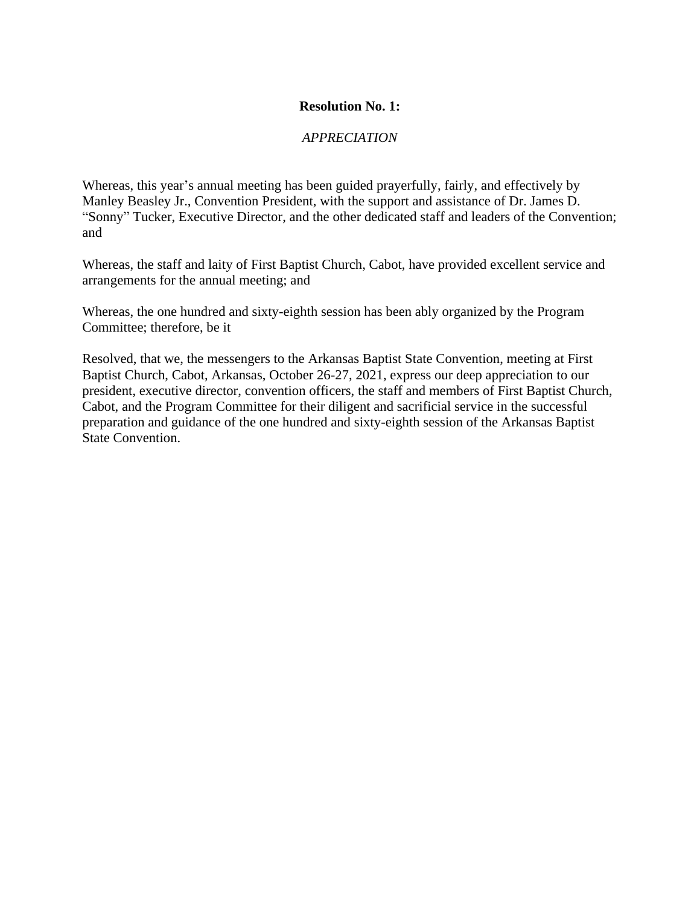**Resolution No. 1:**

*APPRECIATION*

Whereas, this year's annual meeting has been guided prayerfully, fairly, and effectively by Manley Beasley Jr., Convention President, with the support and assistance of Dr. James D. "Sonny" Tucker, Executive Director, and the other dedicated staff and leaders of the Convention; and

Whereas, the staff and laity of First Baptist Church, Cabot, have provided excellent service and arrangements for the annual meeting; and

Whereas, the one hundred and sixty-eighth session has been ably organized by the Program Committee; therefore, be it

Resolved, that we, the messengers to the Arkansas Baptist State Convention, meeting at First Baptist Church, Cabot, Arkansas, October 26-27, 2021, express our deep appreciation to our president, executive director, convention officers, the staff and members of First Baptist Church, Cabot, and the Program Committee for their diligent and sacrificial service in the successful preparation and guidance of the one hundred and sixty-eighth session of the Arkansas Baptist State Convention.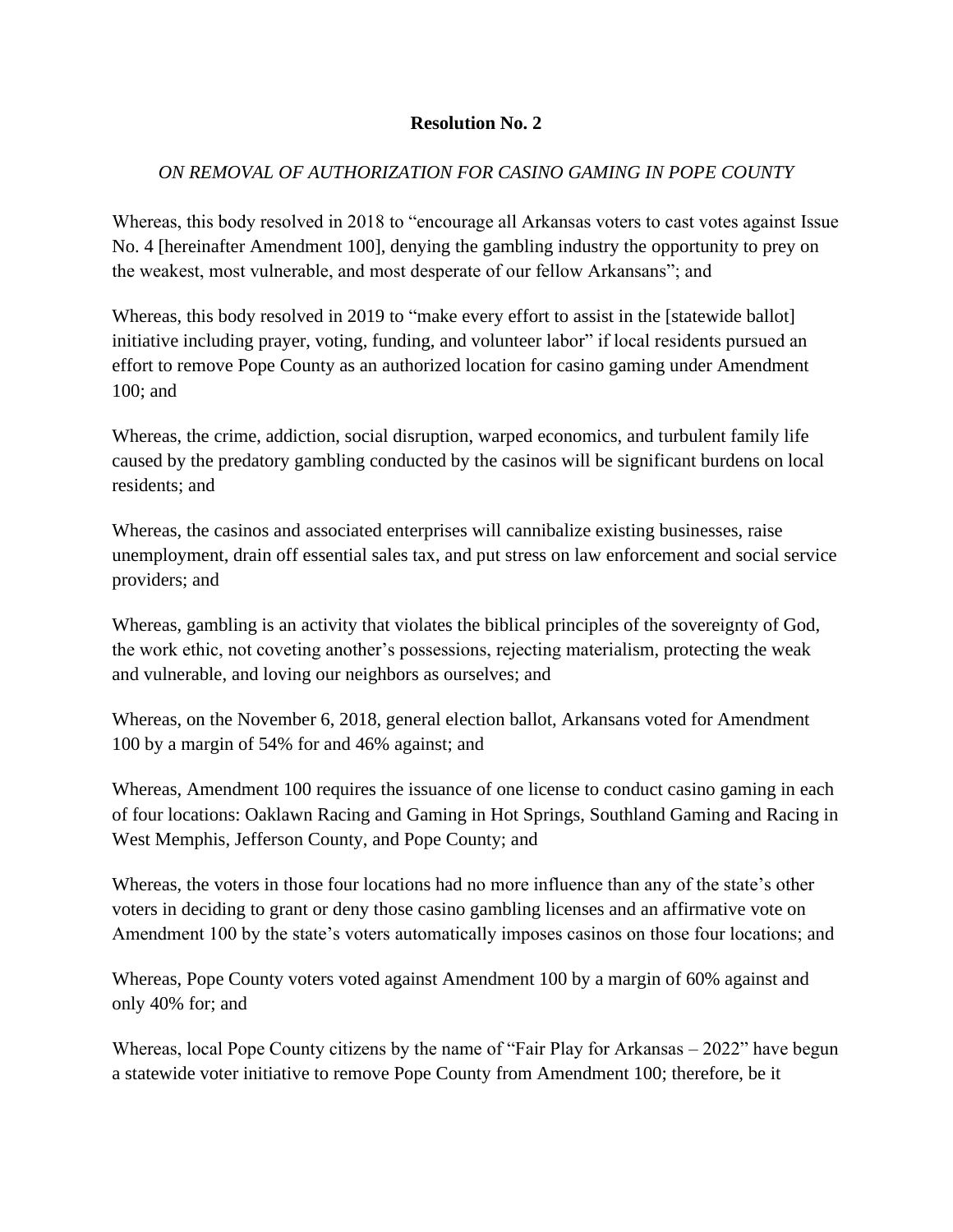**Resolution No. 2**

*ON REMOVAL OF AUTHORIZATION FOR CASINO GAMING IN POPE COUNTY*

Whereas, this body resolved in 2018 to "encourage all Arkansas voters to cast votes against Issue No. 4 [hereinafter Amendment 100], denying the gambling industry the opportunity to prey on the weakest, most vulnerable, and most desperate of our fellow Arkansans"; and

Whereas, this body resolved in 2019 to "make every effort to assist in the [statewide ballot] initiative including prayer, voting, funding, and volunteer labor" if local residents pursued an effort to remove Pope County as an authorized location for casino gaming under Amendment 100; and

Whereas, the crime, addiction, social disruption, warped economics, and turbulent family life caused by the predatory gambling conducted by the casinos will be significant burdens on local residents; and

Whereas, the casinos and associated enterprises will cannibalize existing businesses, raise unemployment, drain off essential sales tax, and put stress on law enforcement and social service providers; and

Whereas, gambling is an activity that violates the biblical principles of the sovereignty of God, the work ethic, not coveting another's possessions, rejecting materialism, protecting the weak and vulnerable, and loving our neighbors as ourselves; and

Whereas, on the November 6, 2018, general election ballot, Arkansans voted for Amendment 100 by a margin of 54% for and 46% against; and

Whereas, Amendment 100 requires the issuance of one license to conduct casino gaming in each of four locations: Oaklawn Racing and Gaming in Hot Springs, Southland Gaming and Racing in West Memphis, Jefferson County, and Pope County; and

Whereas, the voters in those four locations had no more influence than any of the state's other voters in deciding to grant or deny those casino gambling licenses and an affirmative vote on Amendment 100 by the state's voters automatically imposes casinos on those four locations; and

Whereas, Pope County voters voted against Amendment 100 by a margin of 60% against and only 40% for; and

Whereas, local Pope County citizens by the name of "Fair Play for Arkansas – 2022" have begun a statewide voter initiative to remove Pope County from Amendment 100; therefore, be it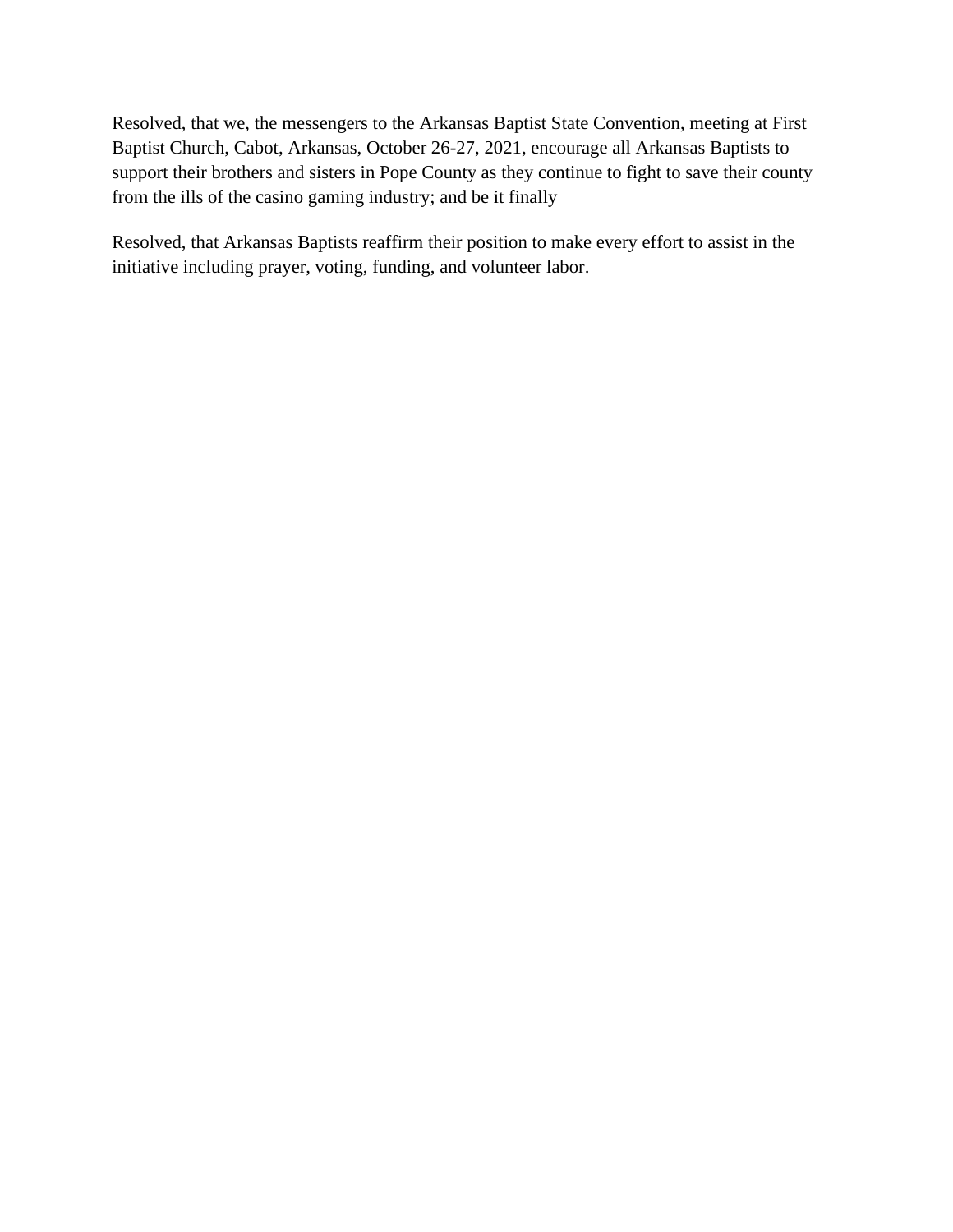Resolved, that we, the messengers to the Arkansas Baptist State Convention, meeting at First Baptist Church, Cabot, Arkansas, October 26-27, 2021, encourage all Arkansas Baptists to support their brothers and sisters in Pope County as they continue to fight to save their county from the ills of the casino gaming industry; and be it finally

Resolved, that Arkansas Baptists reaffirm their position to make every effort to assist in the initiative including prayer, voting, funding, and volunteer labor.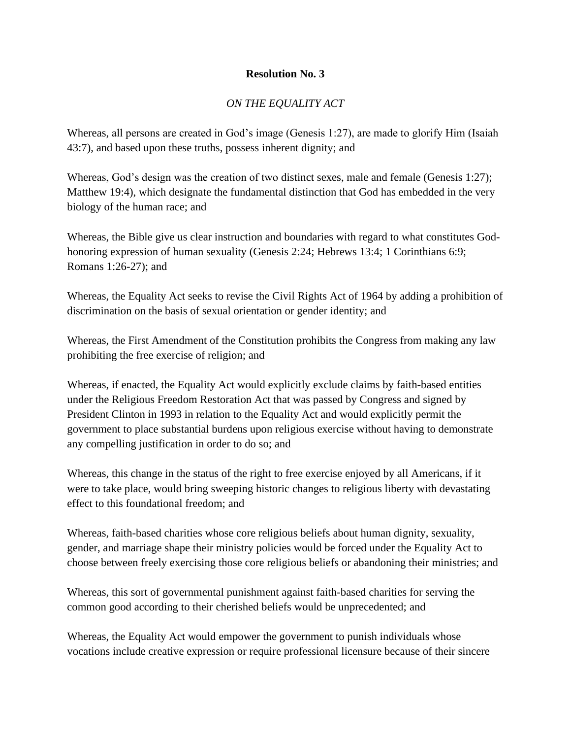**Resolution No. 3**

*ON THE EQUALITY ACT*

Whereas, all persons are created in God's image (Genesis 1:27), are made to glorify Him (Isaiah 43:7), and based upon these truths, possess inherent dignity; and

Whereas, God's design was the creation of two distinct sexes, male and female (Genesis 1:27); Matthew 19:4), which designate the fundamental distinction that God has embedded in the very biology of the human race; and

Whereas, the Bible give us clear instruction and boundaries with regard to what constitutes God-honoring expression of human sexuality (Genesis 2:24; Hebrews 13:4; 1 Corinthians 6:9; Romans 1:26-27); and

Whereas, the Equality Act seeks to revise the Civil Rights Act of 1964 by adding a prohibition of discrimination on the basis of sexual orientation or gender identity; and

Whereas, the First Amendment of the Constitution prohibits the Congress from making any law prohibiting the free exercise of religion; and

Whereas, if enacted, the Equality Act would explicitly exclude claims by faith-based entities under the Religious Freedom Restoration Act that was passed by Congress and signed by President Clinton in 1993 in relation to the Equality Act and would explicitly permit the government to place substantial burdens upon religious exercise without having to demonstrate any compelling justification in order to do so; and

Whereas, this change in the status of the right to free exercise enjoyed by all Americans, if it were to take place, would bring sweeping historic changes to religious liberty with devastating effect to this foundational freedom; and

Whereas, faith-based charities whose core religious beliefs about human dignity, sexuality, gender, and marriage shape their ministry policies would be forced under the Equality Act to choose between freely exercising those core religious beliefs or abandoning their ministries; and

Whereas, this sort of governmental punishment against faith-based charities for serving the common good according to their cherished beliefs would be unprecedented; and

Whereas, the Equality Act would empower the government to punish individuals whose vocations include creative expression or require professional licensure because of their sincere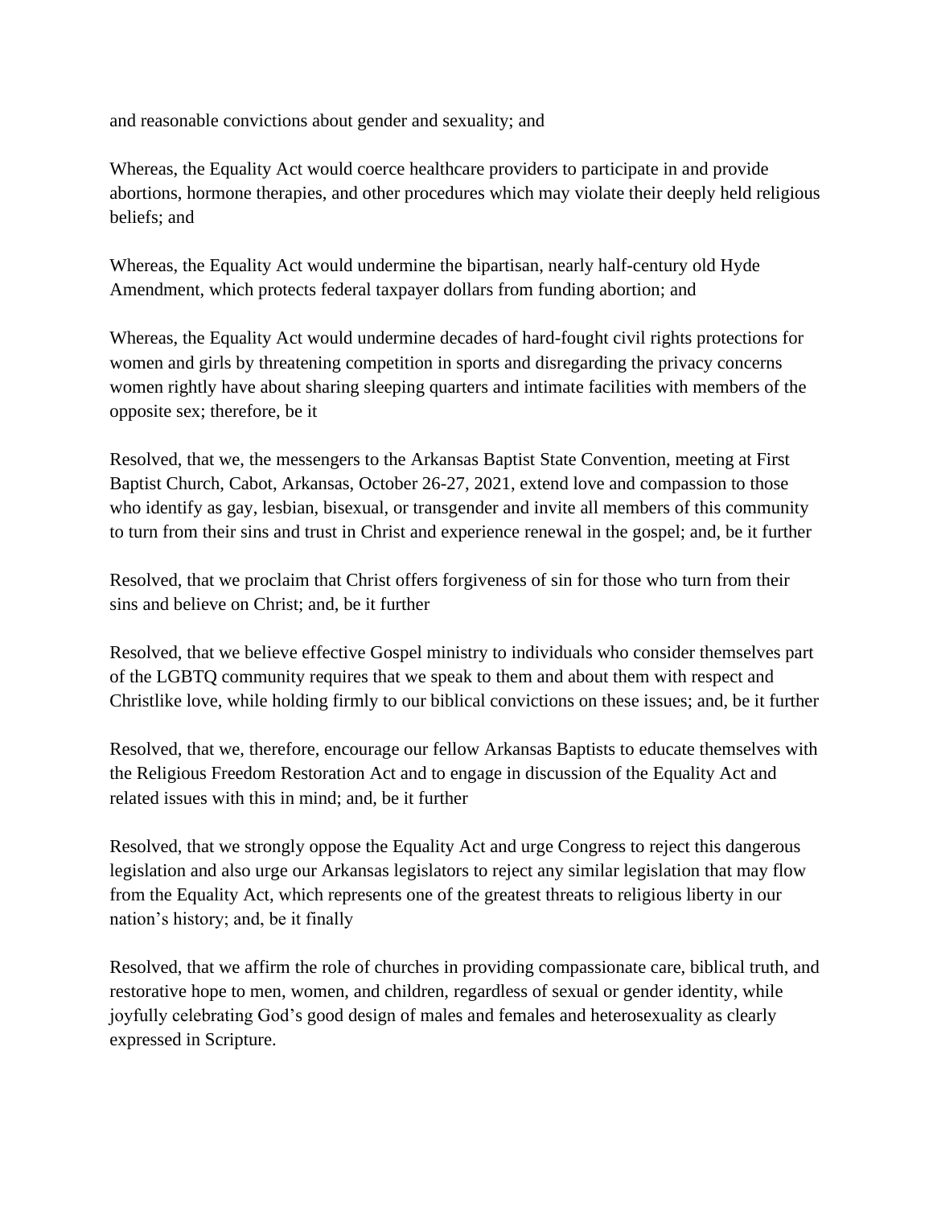and reasonable convictions about gender and sexuality; and

Whereas, the Equality Act would coerce healthcare providers to participate in and provide abortions, hormone therapies, and other procedures which may violate their deeply held religious beliefs; and

Whereas, the Equality Act would undermine the bipartisan, nearly half-century old Hyde Amendment, which protects federal taxpayer dollars from funding abortion; and

Whereas, the Equality Act would undermine decades of hard-fought civil rights protections for women and girls by threatening competition in sports and disregarding the privacy concerns women rightly have about sharing sleeping quarters and intimate facilities with members of the opposite sex; therefore, be it

Resolved, that we, the messengers to the Arkansas Baptist State Convention, meeting at First Baptist Church, Cabot, Arkansas, October 26-27, 2021, extend love and compassion to those who identify as gay, lesbian, bisexual, or transgender and invite all members of this community to turn from their sins and trust in Christ and experience renewal in the gospel; and, be it further

Resolved, that we proclaim that Christ offers forgiveness of sin for those who turn from their sins and believe on Christ; and, be it further

Resolved, that we believe effective Gospel ministry to individuals who consider themselves part of the LGBTQ community requires that we speak to them and about them with respect and Christlike love, while holding firmly to our biblical convictions on these issues; and, be it further

Resolved, that we, therefore, encourage our fellow Arkansas Baptists to educate themselves with the Religious Freedom Restoration Act and to engage in discussion of the Equality Act and related issues with this in mind; and, be it further

Resolved, that we strongly oppose the Equality Act and urge Congress to reject this dangerous legislation and also urge our Arkansas legislators to reject any similar legislation that may flow from the Equality Act, which represents one of the greatest threats to religious liberty in our nation's history; and, be it finally

Resolved, that we affirm the role of churches in providing compassionate care, biblical truth, and restorative hope to men, women, and children, regardless of sexual or gender identity, while joyfully celebrating God's good design of males and females and heterosexuality as clearly expressed in Scripture.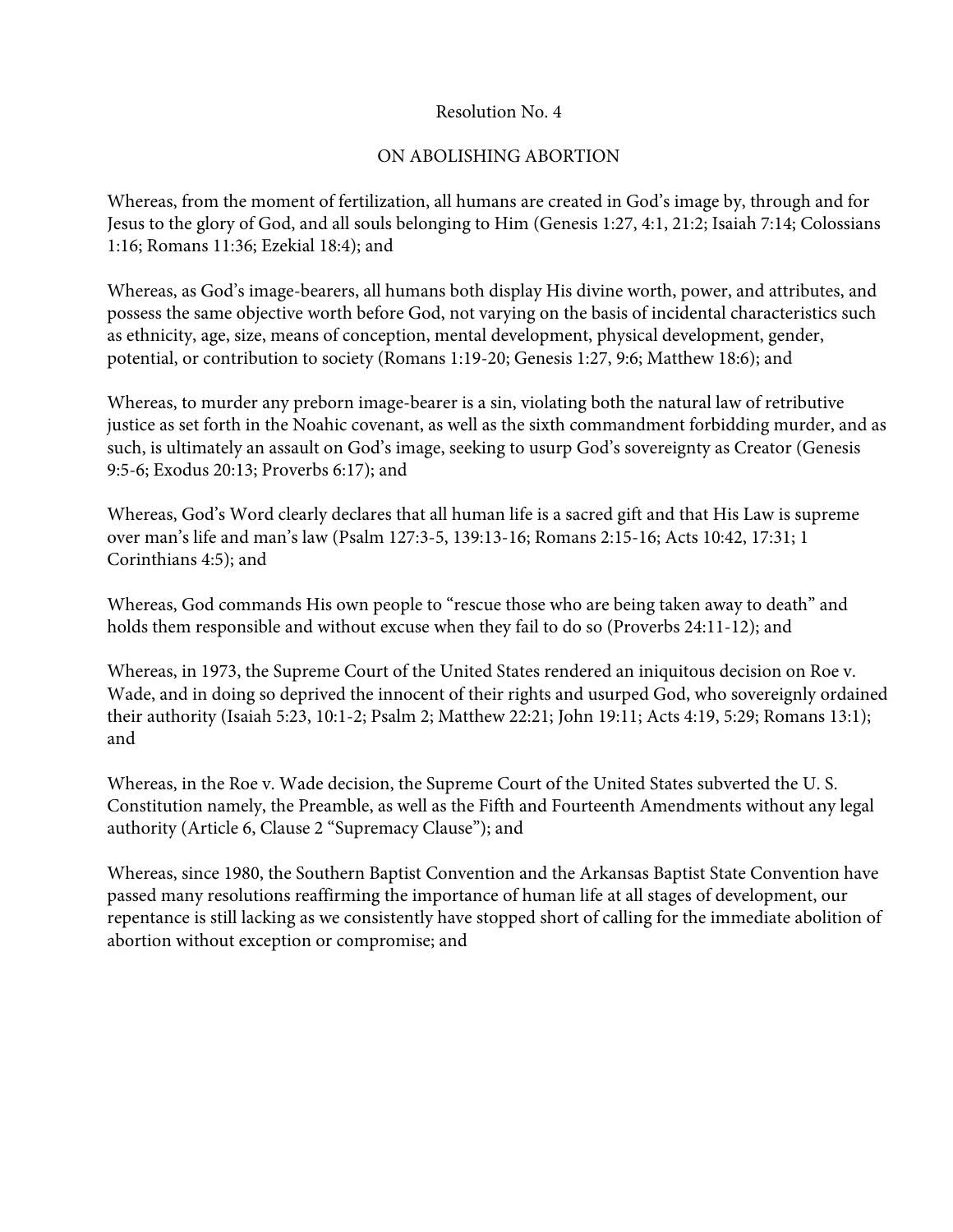Resolution No. 4

ON ABOLISHING ABORTION

Whereas, from the moment of fertilization, all humans are created in God's image by, through and for Jesus to the glory of God, and all souls belonging to Him (Genesis 1:27, 4:1, 21:2; Isaiah 7:14; Colossians 1:16; Romans 11:36; Ezekial 18:4); and

Whereas, as God's image-bearers, all humans both display His divine worth, power, and attributes, and possess the same objective worth before God, not varying on the basis of incidental characteristics such as ethnicity, age, size, means of conception, mental development, physical development, gender, potential, or contribution to society (Romans 1:19-20; Genesis 1:27, 9:6; Matthew 18:6); and

Whereas, to murder any preborn image-bearer is a sin, violating both the natural law of retributive justice as set forth in the Noahic covenant, as well as the sixth commandment forbidding murder, and as such, is ultimately an assault on God's image, seeking to usurp God's sovereignty as Creator (Genesis 9:5-6; Exodus 20:13; Proverbs 6:17); and

Whereas, God's Word clearly declares that all human life is a sacred gift and that His Law is supreme over man's life and man's law (Psalm 127:3-5, 139:13-16; Romans 2:15-16; Acts 10:42, 17:31; 1 Corinthians 4:5); and

Whereas, God commands His own people to "rescue those who are being taken away to death" and holds them responsible and without excuse when they fail to do so (Proverbs 24:11-12); and

Whereas, in 1973, the Supreme Court of the United States rendered an iniquitous decision on Roe v. Wade, and in doing so deprived the innocent of their rights and usurped God, who sovereignly ordained their authority (Isaiah 5:23, 10:1-2; Psalm 2; Matthew 22:21; John 19:11; Acts 4:19, 5:29; Romans 13:1); and

Whereas, in the Roe v. Wade decision, the Supreme Court of the United States subverted the U. S. Constitution namely, the Preamble, as well as the Fifth and Fourteenth Amendments without any legal authority (Article 6, Clause 2 "Supremacy Clause"); and

Whereas, since 1980, the Southern Baptist Convention and the Arkansas Baptist State Convention have passed many resolutions reaffirming the importance of human life at all stages of development, our repentance is still lacking as we consistently have stopped short of calling for the immediate abolition of abortion without exception or compromise; and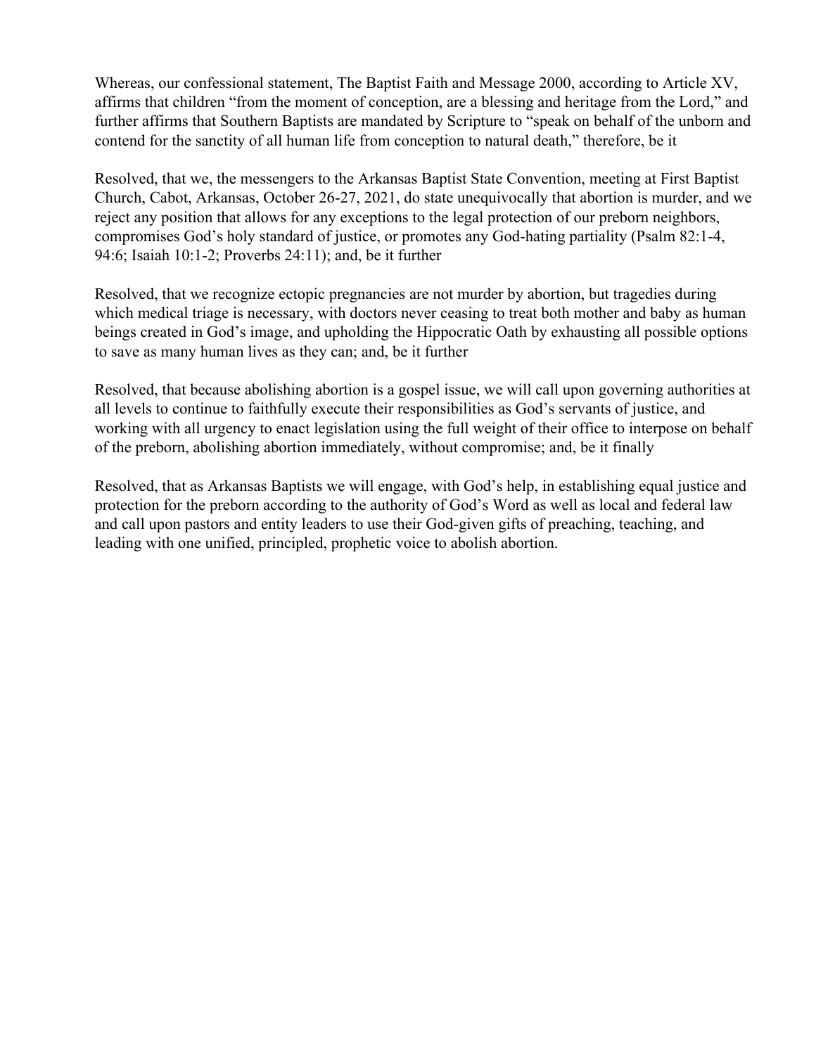Whereas, our confessional statement, The Baptist Faith and Message 2000, according to Article XV, affirms that children "from the moment of conception, are a blessing and heritage from the Lord," and further affirms that Southern Baptists are mandated by Scripture to "speak on behalf of the unborn and contend for the sanctity of all human life from conception to natural death," therefore, be it

Resolved, that we, the messengers to the Arkansas Baptist State Convention, meeting at First Baptist Church, Cabot, Arkansas, October 26-27, 2021, do state unequivocally that abortion is murder, and we reject any position that allows for any exceptions to the legal protection of our preborn neighbors, compromises God's holy standard of justice, or promotes any God-hating partiality (Psalm 82:1-4, 94:6; Isaiah 10:1-2; Proverbs 24:11); and, be it further

Resolved, that we recognize ectopic pregnancies are not murder by abortion, but tragedies during which medical triage is necessary, with doctors never ceasing to treat both mother and baby as human beings created in God's image, and upholding the Hippocratic Oath by exhausting all possible options to save as many human lives as they can; and, be it further

Resolved, that because abolishing abortion is a gospel issue, we will call upon governing authorities at all levels to continue to faithfully execute their responsibilities as God's servants of justice, and working with all urgency to enact legislation using the full weight of their office to interpose on behalf of the preborn, abolishing abortion immediately, without compromise; and, be it finally

Resolved, that as Arkansas Baptists we will engage, with God's help, in establishing equal justice and protection for the preborn according to the authority of God's Word as well as local and federal law and call upon pastors and entity leaders to use their God-given gifts of preaching, teaching, and leading with one unified, principled, prophetic voice to abolish abortion.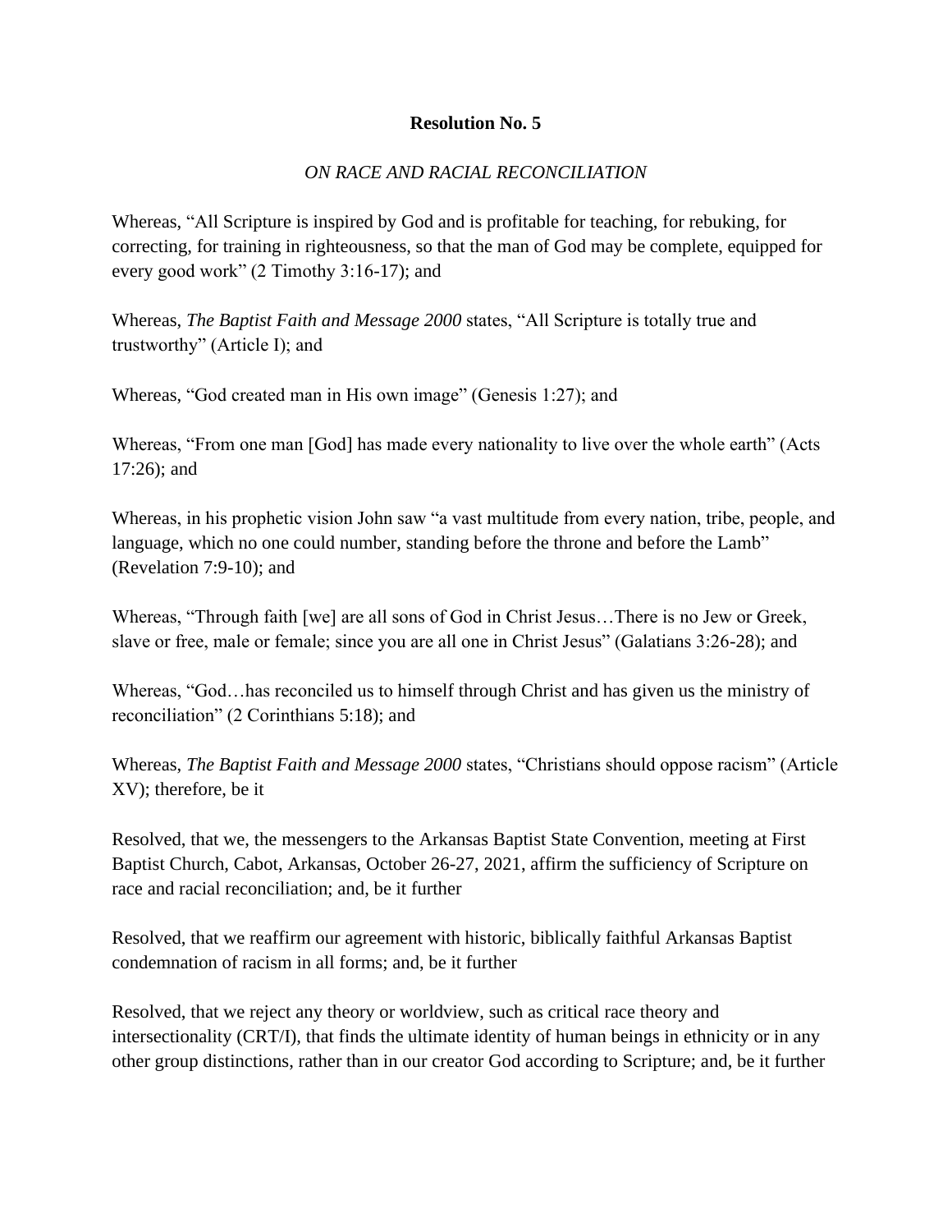**Resolution No. 5**

*ON RACE AND RACIAL RECONCILIATION*

Whereas, "All Scripture is inspired by God and is profitable for teaching, for rebuking, for correcting, for training in righteousness, so that the man of God may be complete, equipped for every good work" (2 Timothy 3:16-17); and

Whereas, *The Baptist Faith and Message 2000* states, "All Scripture is totally true and trustworthy" (Article I); and

Whereas, "God created man in His own image" (Genesis 1:27); and

Whereas, "From one man [God] has made every nationality to live over the whole earth" (Acts 17:26); and

Whereas, in his prophetic vision John saw "a vast multitude from every nation, tribe, people, and language, which no one could number, standing before the throne and before the Lamb" (Revelation 7:9-10); and

Whereas, "Through faith [we] are all sons of God in Christ Jesus…There is no Jew or Greek, slave or free, male or female; since you are all one in Christ Jesus" (Galatians 3:26-28); and

Whereas, "God…has reconciled us to himself through Christ and has given us the ministry of reconciliation" (2 Corinthians 5:18); and

Whereas, *The Baptist Faith and Message 2000* states, "Christians should oppose racism" (Article XV); therefore, be it

Resolved, that we, the messengers to the Arkansas Baptist State Convention, meeting at First Baptist Church, Cabot, Arkansas, October 26-27, 2021, affirm the sufficiency of Scripture on race and racial reconciliation; and, be it further

Resolved, that we reaffirm our agreement with historic, biblically faithful Arkansas Baptist condemnation of racism in all forms; and, be it further

Resolved, that we reject any theory or worldview, such as critical race theory and intersectionality (CRT/I), that finds the ultimate identity of human beings in ethnicity or in any other group distinctions, rather than in our creator God according to Scripture; and, be it further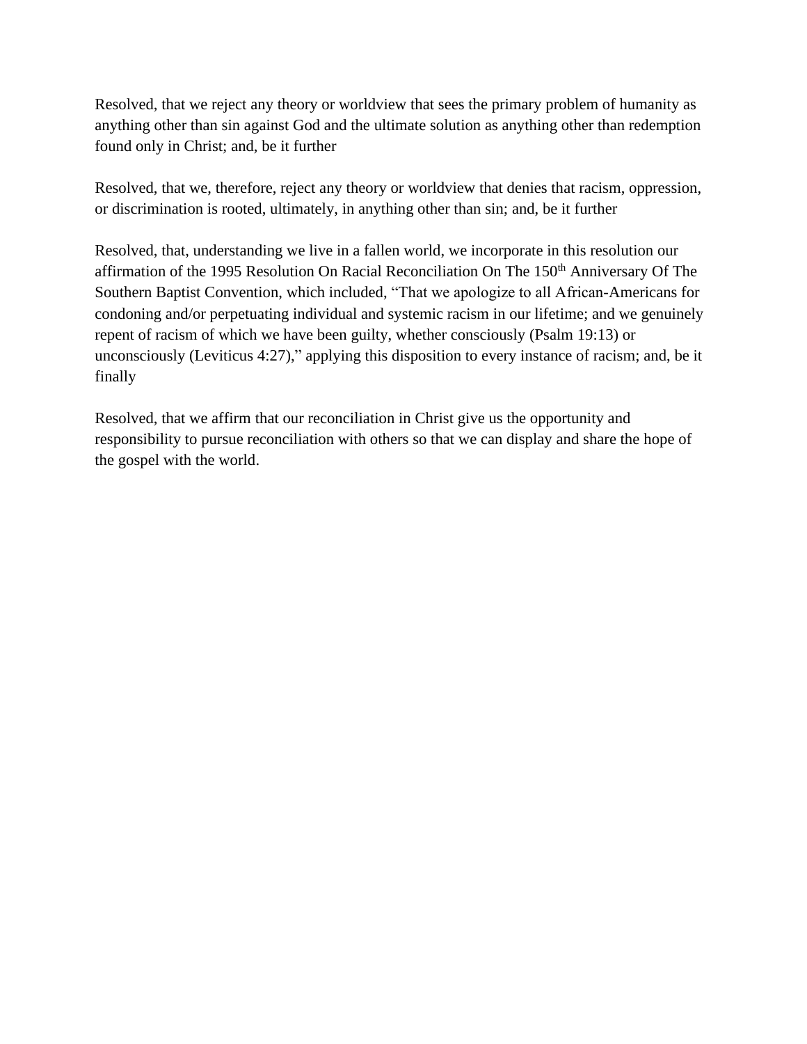Resolved, that we reject any theory or worldview that sees the primary problem of humanity as anything other than sin against God and the ultimate solution as anything other than redemption found only in Christ; and, be it further

Resolved, that we, therefore, reject any theory or worldview that denies that racism, oppression, or discrimination is rooted, ultimately, in anything other than sin; and, be it further

Resolved, that, understanding we live in a fallen world, we incorporate in this resolution our affirmation of the 1995 Resolution On Racial Reconciliation On The 150th Anniversary Of The Southern Baptist Convention, which included, "That we apologize to all African-Americans for condoning and/or perpetuating individual and systemic racism in our lifetime; and we genuinely repent of racism of which we have been guilty, whether consciously (Psalm 19:13) or unconsciously (Leviticus 4:27)," applying this disposition to every instance of racism; and, be it finally

Resolved, that we affirm that our reconciliation in Christ give us the opportunity and responsibility to pursue reconciliation with others so that we can display and share the hope of the gospel with the world.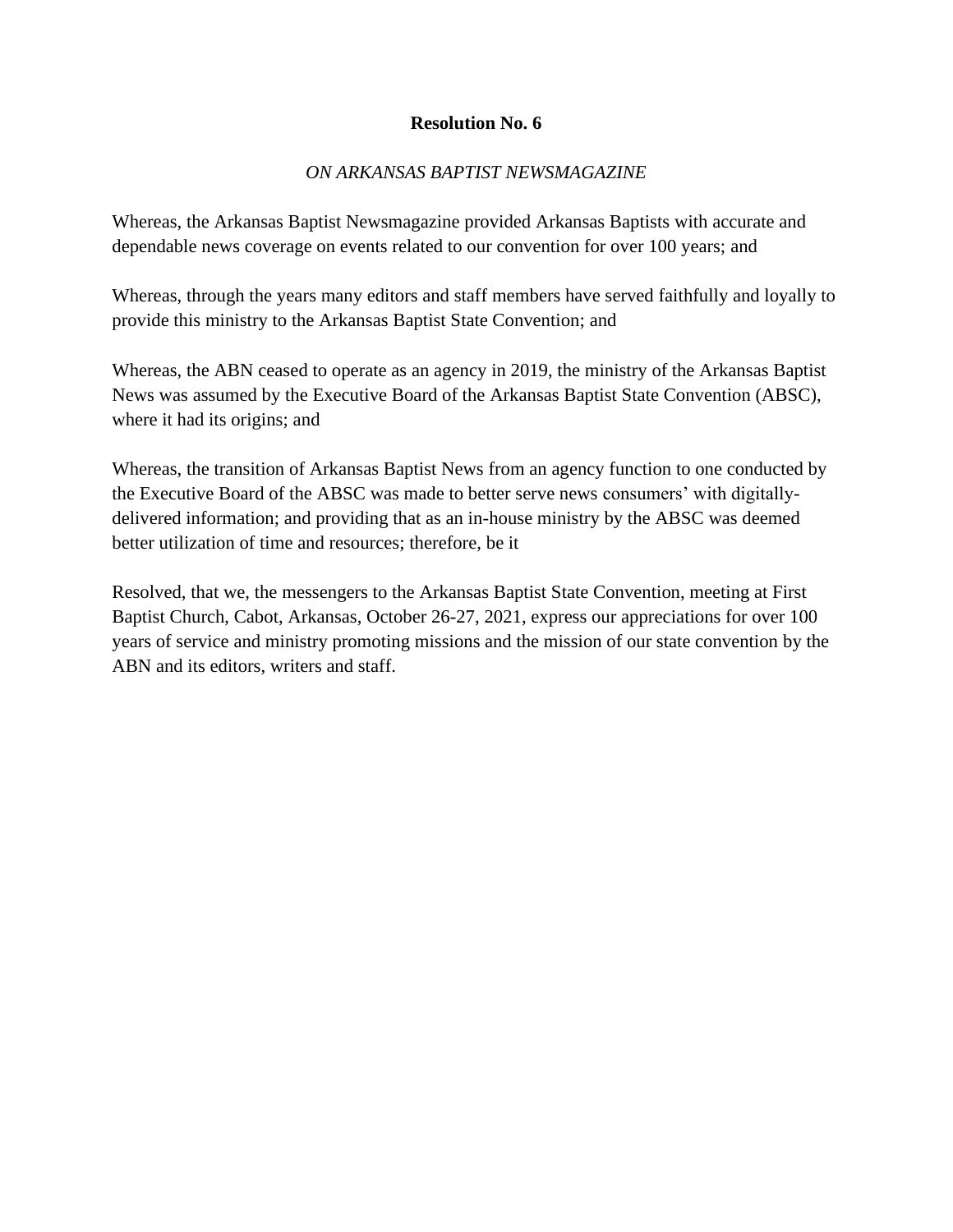**Resolution No. 6**

*ON ARKANSAS BAPTIST NEWSMAGAZINE*

Whereas, the Arkansas Baptist Newsmagazine provided Arkansas Baptists with accurate and dependable news coverage on events related to our convention for over 100 years; and

Whereas, through the years many editors and staff members have served faithfully and loyally to provide this ministry to the Arkansas Baptist State Convention; and

Whereas, the ABN ceased to operate as an agency in 2019, the ministry of the Arkansas Baptist News was assumed by the Executive Board of the Arkansas Baptist State Convention (ABSC), where it had its origins; and

Whereas, the transition of Arkansas Baptist News from an agency function to one conducted by the Executive Board of the ABSC was made to better serve news consumers' with digitally-delivered information; and providing that as an in-house ministry by the ABSC was deemed better utilization of time and resources; therefore, be it

Resolved, that we, the messengers to the Arkansas Baptist State Convention, meeting at First Baptist Church, Cabot, Arkansas, October 26-27, 2021, express our appreciations for over 100 years of service and ministry promoting missions and the mission of our state convention by the ABN and its editors, writers and staff.